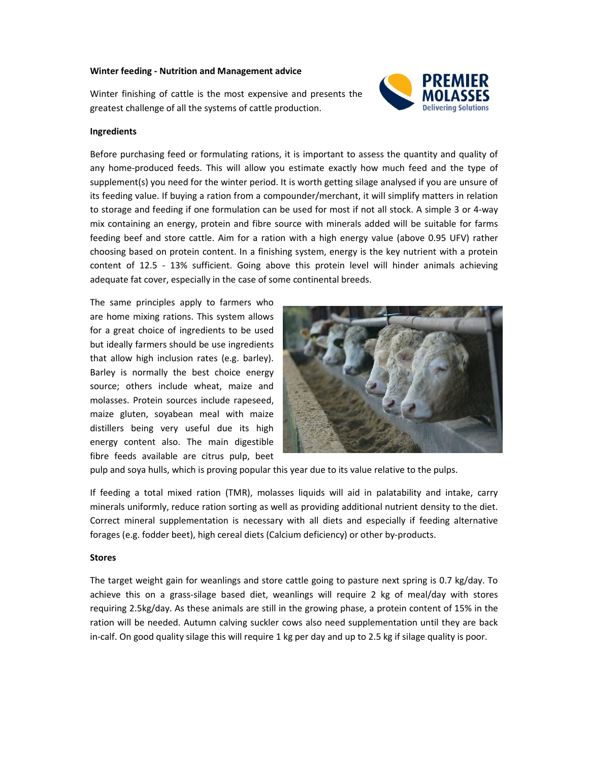**Winter feeding - Nutrition and Management advice**

Winter finishing of cattle is the most expensive and presents the greatest challenge of all the systems of cattle production.

**Ingredients**

Before purchasing feed or formulating rations, it is important to assess the quantity and quality of any home-produced feeds. This will allow you estimate exactly how much feed and the type of supplement(s) you need for the winter period. It is worth getting silage analysed if you are unsure of its feeding value. If buying a ration from a compounder/merchant, it will simplify matters in relation to storage and feeding if one formulation can be used for most if not all stock. A simple 3 or 4-way mix containing an energy, protein and fibre source with minerals added will be suitable for farms feeding beef and store cattle. Aim for a ration with a high energy value (above 0.95 UFV) rather choosing based on protein content. In a finishing system, energy is the key nutrient with a protein content of 12.5 - 13% sufficient. Going above this protein level will hinder animals achieving adequate fat cover, especially in the case of some continental breeds.

The same principles apply to farmers who are home mixing rations. This system allows for a great choice of ingredients to be used but ideally farmers should be use ingredients that allow high inclusion rates (e.g. barley). Barley is normally the best choice energy source; others include wheat, maize and molasses. Protein sources include rapeseed, maize gluten, soyabean meal with maize distillers being very useful due its high energy content also. The main digestible fibre feeds available are citrus pulp, beet pulp and soya hulls, which is proving popular this year due to its value relative to the pulps.

If feeding a total mixed ration (TMR), molasses liquids will aid in palatability and intake, carry minerals uniformly, reduce ration sorting as well as providing additional nutrient density to the diet. Correct mineral supplementation is necessary with all diets and especially if feeding alternative forages (e.g. fodder beet), high cereal diets (Calcium deficiency) or other by-products.

**Stores**

The target weight gain for weanlings and store cattle going to pasture next spring is 0.7 kg/day. To achieve this on a grass-silage based diet, weanlings will require 2 kg of meal/day with stores requiring 2.5kg/day. As these animals are still in the growing phase, a protein content of 15% in the ration will be needed. Autumn calving suckler cows also need supplementation until they are back in-calf. On good quality silage this will require 1 kg per day and up to 2.5 kg if silage quality is poor.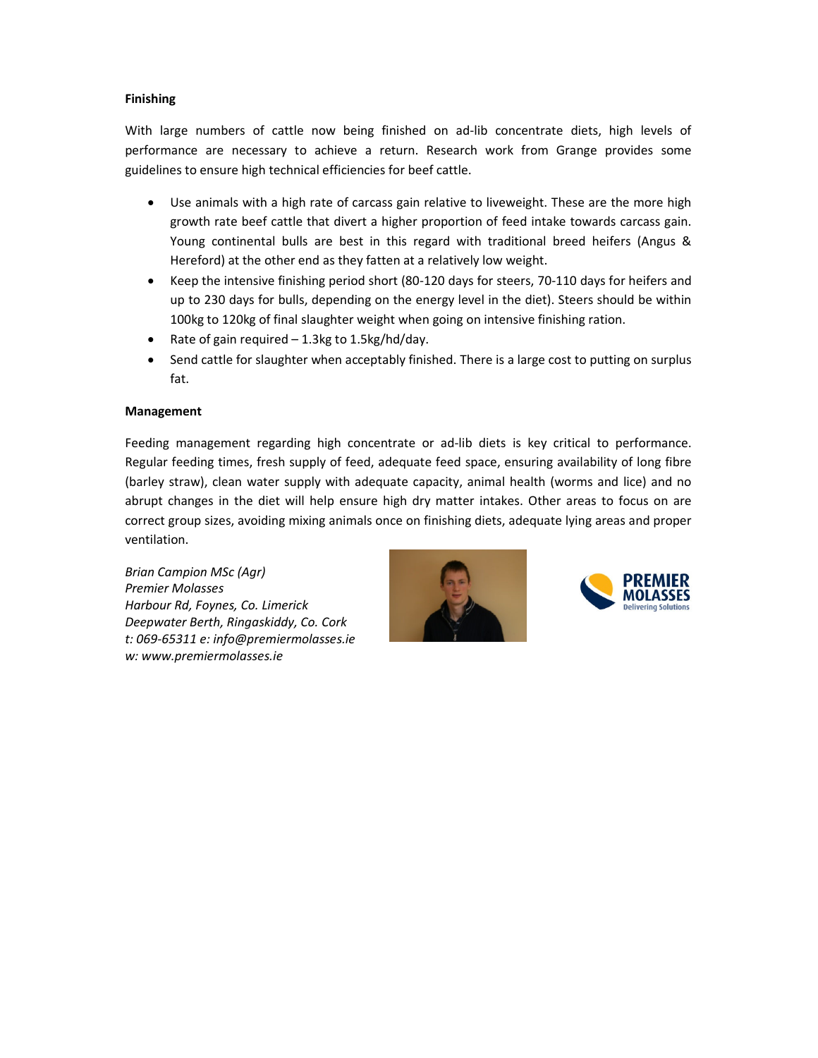**Finishing**

With large numbers of cattle now being finished on ad-lib concentrate diets, high levels of performance are necessary to achieve a return. Research work from Grange provides some guidelines to ensure high technical efficiencies for beef cattle.

- Use animals with a high rate of carcass gain relative to liveweight. These are the more high growth rate beef cattle that divert a higher proportion of feed intake towards carcass gain. Young continental bulls are best in this regard with traditional breed heifers (Angus & Hereford) at the other end as they fatten at a relatively low weight.
- Keep the intensive finishing period short (80-120 days for steers, 70-110 days for heifers and up to 230 days for bulls, depending on the energy level in the diet). Steers should be within 100kg to 120kg of final slaughter weight when going on intensive finishing ration.
- Rate of gain required – 1.3kg to 1.5kg/hd/day.
- Send cattle for slaughter when acceptably finished. There is a large cost to putting on surplus fat.

**Management**

Feeding management regarding high concentrate or ad-lib diets is key critical to performance. Regular feeding times, fresh supply of feed, adequate feed space, ensuring availability of long fibre (barley straw), clean water supply with adequate capacity, animal health (worms and lice) and no abrupt changes in the diet will help ensure high dry matter intakes. Other areas to focus on are correct group sizes, avoiding mixing animals once on finishing diets, adequate lying areas and proper ventilation.

*Brian Campion MSc (Agr)*
*Premier Molasses*
*Harbour Rd, Foynes, Co. Limerick*
*Deepwater Berth, Ringaskiddy, Co. Cork*
*t: 069-65311 e: info@premiermolasses.ie*
*w: www.premiermolasses.ie*

PREMIER MOLASSES
Delivering Solutions